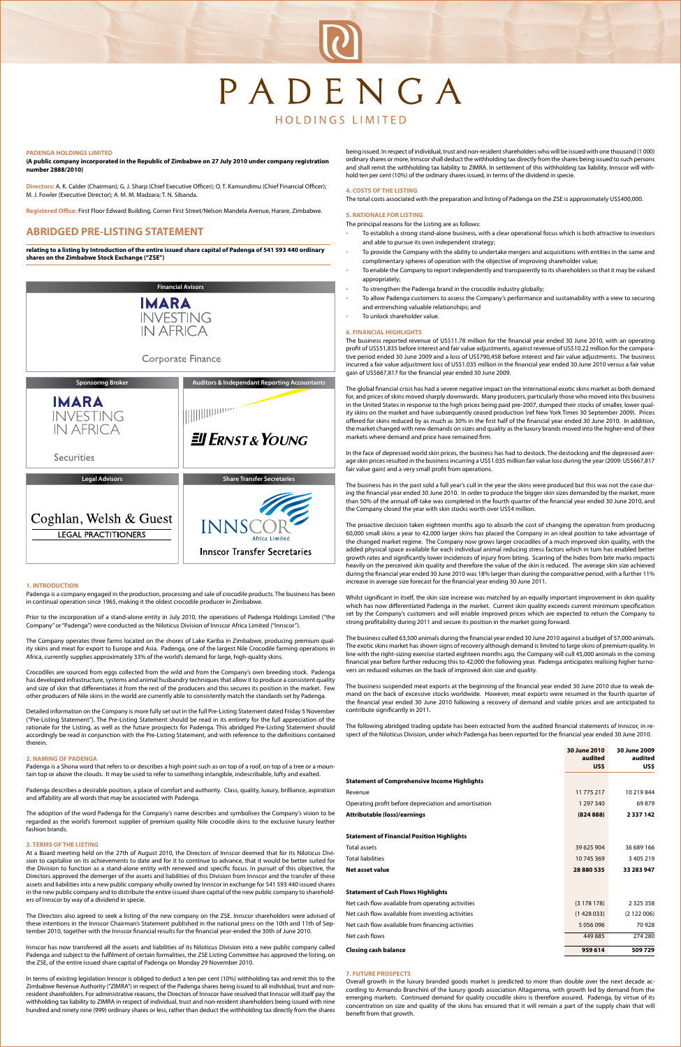# PADENGA

HOLDINGS LIMITED

**PADENGA HOLDINGS LIMITED**

**(A public company incorporated in the Republic of Zimbabwe on 27 July 2010 under company registration number 2888/2010)**

**Directors:** A. K. Calder (Chairman); G. J. Sharp (Chief Executive Officer); O. T. Kamundimu (Chief Financial Officer); M. J. Fowler (Executive Director); A. M. M. Madzara; T. N. Sibanda.

**Registered Office:** First Floor Edward Building, Corner First Street/Nelson Mandela Avenue, Harare, Zimbabwe.

## ABRIDGED PRE-LISTING STATEMENT

**relating to a listing by Introduction of the entire issued share capital of Padenga of 541 593 440 ordinary shares on the Zimbabwe Stock Exchange ("ZSE")**

**Financial Avisors**

IMARA INVESTING IN AFRICA
Corporate Finance

**Sponsoring Broker**

IMARA INVESTING IN AFRICA
Securities

**Auditors & Independant Reporting Accountants**

Ernst & Young

**Legal Advisors**

Coghlan, Welsh & Guest
LEGAL PRACTITIONERS

**Share Transfer Secretaries**

INNSCOR Africa Limited
Innscor Transfer Secretaries

### 1. INTRODUCTION

Padenga is a company engaged in the production, processing and sale of crocodile products. The business has been in continual operation since 1965, making it the oldest crocodile producer in Zimbabwe.

Prior to the incorporation of a stand-alone entity in July 2010, the operations of Padenga Holdings Limited ("the Company" or "Padenga") were conducted as the Nilotucus Division of Innscor Africa Limited ("Innscor").

The Company operates three farms located on the shores of Lake Kariba in Zimbabwe, producing premium quality skins and meat for export to Europe and Asia. Padenga, one of the largest Nile Crocodile farming operations in Africa, currently supplies approximately 33% of the world's demand for large, high-quality skins.

Crocodiles are sourced from eggs collected from the wild and from the Company's own breeding stock. Padenga has developed infrastructure, systems and animal husbandry techniques that allow it to produce a consistent quality and size of skin that differentiates it from the rest of the producers and this secures its position in the market. Few other producers of Nile skins in the world are currently able to consistently match the standards set by Padenga.

Detailed information on the Company is more fully set out in the full Pre-Listing Statement dated Friday 5 November ("Pre-Listing Statement"). The Pre-Listing Statement should be read in its entirety for the full appreciation of the rationale for the Listing, as well as the future prospects for Padenga. This abridged Pre-Listing Statement should accordingly be read in conjunction with the Pre-Listing Statement, and with reference to the definitions contained therein.

### 2. NAMING OF PADENGA

Padenga is a Shona word that refers to or describes a high point such as on top of a roof, on top of a tree or a mountain top or above the clouds. It may be used to refer to something intangible, indescribable, lofty and exalted.

Padenga describes a desirable position, a place of comfort and authority. Class, quality, luxury, brilliance, aspiration and affability are all words that may be associated with Padenga.

The adoption of the word Padenga for the Company's name describes and symbolises the Company's vision to be regarded as the world's foremost supplier of premium quality Nile crocodile skins to the exclusive luxury leather fashion brands.

### 3. TERMS OF THE LISTING

At a Board meeting held on the 27th of August 2010, the Directors of Innscor deemed that for its Nilotucus Division to capitalise on its achievements to date and for it to continue to advance, that it would be better suited for the Division to function as a stand-alone entity with renewed and specific focus. In pursuit of this objective, the Directors approved the demerger of the assets and liabilities of this Division from Innscor and the transfer of these assets and liabilities into a new public company wholly owned by Innscor in exchange for 541 593 440 issued shares in the new public company and to distribute the entire issued share capital of the new public company to shareholders of Innscor by way of a dividend in specie.

The Directors also agreed to seek a listing of the new company on the ZSE. Innscor shareholders were advised of these intentions in the Innscor Chairman's Statement published in the national press on the 10th and 11th of September 2010, together with the Innscor financial results for the financial year-ended the 30th of June 2010.

Innscor has now transferred all the assets and liabilities of its Nilotucus Division into a new public company called Padenga and subject to the fulfilment of certain formalities, the ZSE Listing Committee has approved the listing, on the ZSE, of the entire issued share capital of Padenga on Monday 29 November 2010.

In terms of existing legislation Innscor is obliged to deduct a ten per cent (10%) withholding tax and remit this to the Zimbabwe Revenue Authority ("ZIMRA") in respect of the Padenga shares being issued to all individual, trust and non-resident shareholders. For administrative reasons, the Directors of Innscor have resolved that Innscor will itself pay the withholding tax liability to ZIMRA in respect of individual, trust and non-resident shareholders being issued with nine hundred and ninety nine (999) ordinary shares or less, rather than deduct the withholding tax directly from the shares being issued. In respect of individual, trust and non-resident shareholders who will be issued with one thousand (1 000) ordinary shares or more, Innscor shall deduct the withholding tax directly from the shares being issued to such persons and shall remit the withholding tax liability to ZIMRA. In settlement of this withholding tax liability, Innscor will withhold ten per cent (10%) of the ordinary shares issued, in terms of the dividend in specie.

### 4. COSTS OF THE LISTING

The total costs associated with the preparation and listing of Padenga on the ZSE is approximately US$400,000.

### 5. RATIONALE FOR LISTING

The principal reasons for the Listing are as follows:

- To establish a strong stand-alone business, with a clear operational focus which is both attractive to investors and able to pursue its own independent strategy;
- To provide the Company with the ability to undertake mergers and acquisitions with entities in the same and complimentary spheres of operation with the objective of improving shareholder value;
- To enable the Company to report independently and transparently to its shareholders so that it may be valued appropriately;
- To strengthen the Padenga brand in the crocodile industry globally;
- To allow Padenga customers to assess the Company's performance and sustainability with a view to securing and entrenching valuable relationships; and
- To unlock shareholder value.

### 6. FINANCIAL HIGHLIGHTS

The business reported revenue of US$11.78 million for the financial year ended 30 June 2010, with an operating profit of US$51,835 before interest and fair value adjustments, against revenue of US$10.22 million for the comparative period ended 30 June 2009 and a loss of US$790,458 before interest and fair value adjustments. The business incurred a fair value adjustment loss of US$1.035 million in the financial year ended 30 June 2010 versus a fair value gain of US$667,817 for the financial year ended 30 June 2009.

The global financial crisis has had a severe negative impact on the international exotic skins market as both demand for, and prices of skins moved sharply downwards. Many producers, particularly those who moved into this business in the United States in response to the high prices being paid pre-2007, dumped their stocks of smaller, lower quality skins on the market and have subsequently ceased production (ref New York Times 30 September 2009). Prices offered for skins reduced by as much as 30% in the first half of the financial year ended 30 June 2010. In addition, the market changed with new demands on sizes and quality as the luxury brands moved into the higher-end of their markets where demand and price have remained firm.

In the face of depressed world skin prices, the business has had to destock. The destocking and the depressed average skin prices resulted in the business incurring a US$1.035 million fair value loss during the year (2009: US$667,817 fair value gain) and a very small profit from operations.

The business has in the past sold a full year's cull in the year the skins were produced but this was not the case during the financial year ended 30 June 2010. In order to produce the bigger skin sizes demanded by the market, more than 50% of the annual off-take was completed in the fourth quarter of the financial year ended 30 June 2010, and the Company closed the year with skin stocks worth over US$4 million.

The proactive decision taken eighteen months ago to absorb the cost of changing the operation from producing 60,000 small skins a year to 42,000 larger skins has placed the Company in an ideal position to take advantage of the changed market regime. The Company now grows larger crocodiles of a much improved skin quality, with the added physical space available for each individual animal reducing stress factors which in turn has enabled better growth rates and significantly lower incidences of injury from biting. Scarring of the hides from bite marks impacts heavily on the perceived skin quality and therefore the value of the skin is reduced. The average skin size achieved during the financial year ended 30 June 2010 was 18% larger than during the comparative period, with a further 11% increase in average size forecast for the financial year ending 30 June 2011.

Whilst significant in itself, the skin size increase was matched by an equally important improvement in skin quality which has now differentiated Padenga in the market. Current skin quality exceeds current minimum specification set by the Company's customers and will enable improved prices which are expected to return the Company to strong profitability during 2011 and secure its position in the market going forward.

The business culled 63,500 animals during the financial year ended 30 June 2010 against a budget of 57,000 animals. The exotic skins market has shown signs of recovery although demand is limited to large skins of premium quality. In line with the right-sizing exercise started eighteen months ago, the Company will cull 45,000 animals in the coming financial year before further reducing this to 42,000 the following year. Padenga anticipates realising higher turnovers on reduced volumes on the back of improved skin size and quality.

The business suspended meat exports at the beginning of the financial year ended 30 June 2010 due to weak demand on the back of excessive stocks worldwide. However, meat exports were resumed in the fourth quarter of the financial year ended 30 June 2010 following a recovery of demand and viable prices and are anticipated to contribute significantly in 2011.

The following abridged trading update has been extracted from the audited financial statements of Innscor, in respect of the Nilotucus Division, under which Padenga has been reported for the financial year ended 30 June 2010.

| | 30 June 2010 audited US$ | 30 June 2009 audited US$ |
|---|---|---|
| **Statement of Comprehensive Income Highlights** | | |
| Revenue | 11 775 217 | 10 219 844 |
| Operating profit before depreciation and amortisation | 1 297 340 | 69 879 |
| **Attributable (loss)/earnings** | **(824 888)** | **2 337 142** |
| **Statement of Financial Position Highlights** | | |
| Total assets | 39 625 904 | 36 689 166 |
| Total liabilities | 10 745 369 | 3 405 219 |
| **Net asset value** | **28 880 535** | **33 283 947** |
| **Statement of Cash Flows Highlights** | | |
| Net cash flow available from operating activities | (3 178 178) | 2 325 358 |
| Net cash flow available from investing activities | (1 428 033) | (2 122 006) |
| Net cash flow available from financing activities | 5 056 096 | 70 928 |
| Net cash flows | 449 885 | 274 280 |
| **Closing cash balance** | **959 614** | **509 729** |

### 7. FUTURE PROSPECTS

Overall growth in the luxury branded goods market is predicted to more than double over the next decade according to Armando Branchini of the luxury goods association Altagamma, with growth led by demand from the emerging markets. Continued demand for quality crocodile skins is therefore assured. Padenga, by virtue of its concentration on size and quality of the skins has ensured that it will remain a part of the supply chain that will benefit from that growth.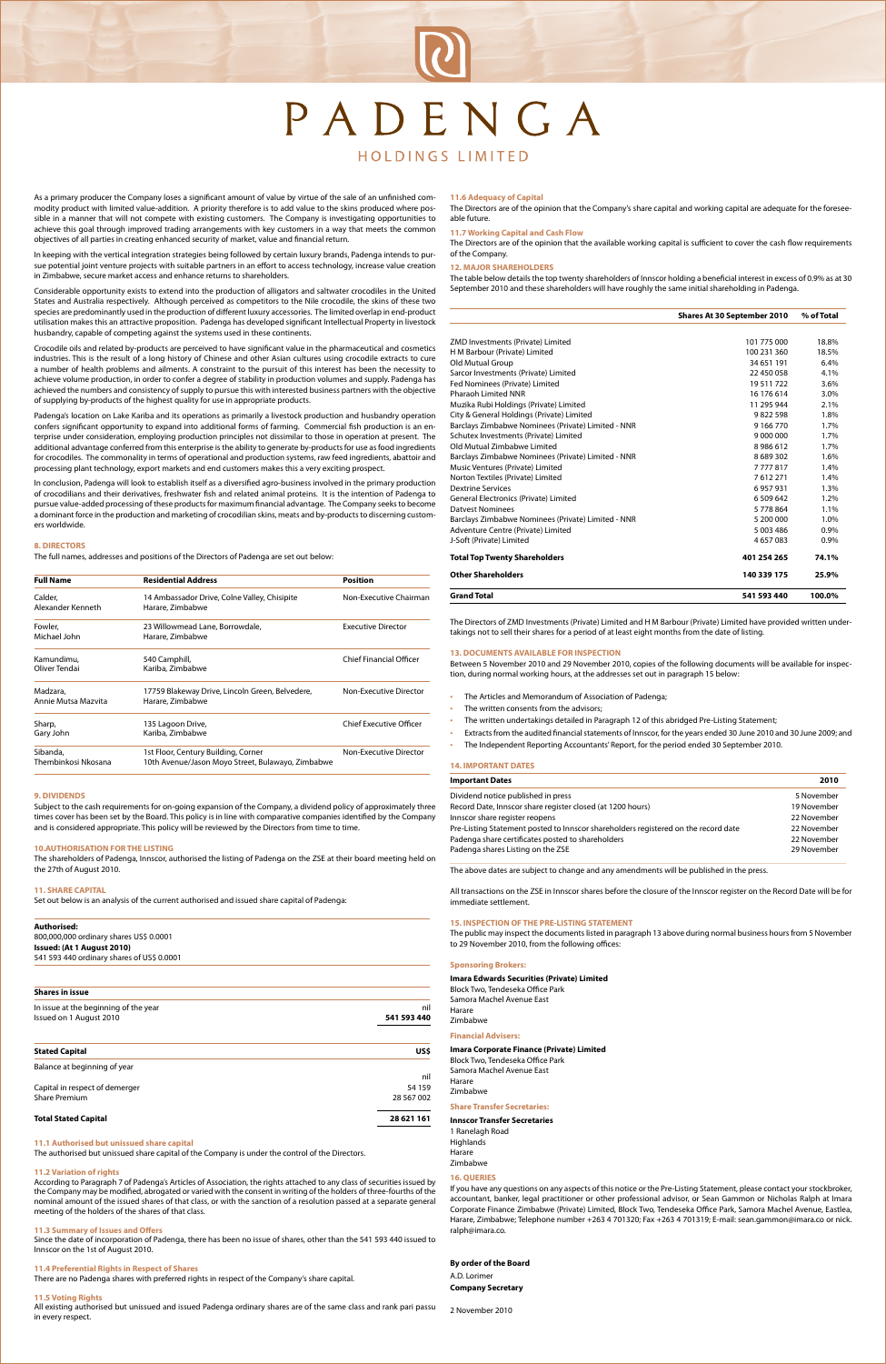# PADENGA

## HOLDINGS LIMITED

As a primary producer the Company loses a significant amount of value by virtue of the sale of an unfinished commodity product with limited value-addition. A priority therefore is to add value to the skins produced where possible in a manner that will not compete with existing customers. The Company is investigating opportunities to achieve this goal through improved trading arrangements with key customers in a way that meets the common objectives of all parties in creating enhanced security of market, value and financial return.

In keeping with the vertical integration strategies being followed by certain luxury brands, Padenga intends to pursue potential joint venture projects with suitable partners in an effort to access technology, increase value creation in Zimbabwe, secure market access and enhance returns to shareholders.

Considerable opportunity exists to extend into the production of alligators and saltwater crocodiles in the United States and Australia respectively. Although perceived as competitors to the Nile crocodile, the skins of these two species are predominantly used in the production of different luxury accessories. The limited overlap in end-product utilisation makes this an attractive proposition. Padenga has developed significant Intellectual Property in livestock husbandry, capable of competing against the systems used in these continents.

Crocodile oils and related by-products are perceived to have significant value in the pharmaceutical and cosmetics industries. This is the result of a long history of Chinese and other Asian cultures using crocodile extracts to cure a number of health problems and ailments. A constraint to the pursuit of this interest has been the necessity to achieve volume production, in order to confer a degree of stability in production volumes and supply. Padenga has achieved the numbers and consistency of supply to pursue this with interested business partners with the objective of supplying by-products of the highest quality for use in appropriate products.

Padenga's location on Lake Kariba and its operations as primarily a livestock production and husbandry operation confers significant opportunity to expand into additional forms of farming. Commercial fish production is an enterprise under consideration, employing production principles not dissimilar to those in operation at present. The additional advantage conferred from this enterprise is the ability to generate by-products for use as food ingredients for crocodiles. The commonality in terms of operational and production systems, raw feed ingredients, abattoir and processing plant technology, export markets and end customers makes this a very exciting prospect.

In conclusion, Padenga will look to establish itself as a diversified agro-business involved in the primary production of crocodilians and their derivatives, freshwater fish and related animal proteins. It is the intention of Padenga to pursue value-added processing of these products for maximum financial advantage. The Company seeks to become a dominant force in the production and marketing of crocodilian skins, meats and by-products to discerning customers worldwide.

### 8. DIRECTORS

The full names, addresses and positions of the Directors of Padenga are set out below:

| Full Name | Residential Address | Position |
|---|---|---|
| Calder, Alexander Kenneth | 14 Ambassador Drive, Colne Valley, Chisipite Harare, Zimbabwe | Non-Executive Chairman |
| Fowler, Michael John | 23 Willowmead Lane, Borrowdale, Harare, Zimbabwe | Executive Director |
| Kamundimu, Oliver Tendai | 540 Camphill, Kariba, Zimbabwe | Chief Financial Officer |
| Madzara, Annie Mutsa Mazvita | 17759 Blakeway Drive, Lincoln Green, Belvedere, Harare, Zimbabwe | Non-Executive Director |
| Sharp, Gary John | 135 Lagoon Drive, Kariba, Zimbabwe | Chief Executive Officer |
| Sibanda, Thembinkosi Nkosana | 1st Floor, Century Building, Corner 10th Avenue/Jason Moyo Street, Bulawayo, Zimbabwe | Non-Executive Director |

### 9. DIVIDENDS

Subject to the cash requirements for on-going expansion of the Company, a dividend policy of approximately three times cover has been set by the Board. This policy is in line with comparative companies identified by the Company and is considered appropriate. This policy will be reviewed by the Directors from time to time.

### 10. AUTHORISATION FOR THE LISTING

The shareholders of Padenga, Innscor, authorised the listing of Padenga on the ZSE at their board meeting held on the 27th of August 2010.

### 11. SHARE CAPITAL

Set out below is an analysis of the current authorised and issued share capital of Padenga:

**Authorised:**
800,000,000 ordinary shares US$ 0.0001
**Issued: (At 1 August 2010)**
541 593 440 ordinary shares of US$ 0.0001

| Shares in issue | |
|---|---|
| In issue at the beginning of the year | nil |
| Issued on 1 August 2010 | **541 593 440** |

| Stated Capital | US$ |
|---|---|
| Balance at beginning of year | nil |
| Capital in respect of demerger | 54 159 |
| Share Premium | 28 567 002 |
| **Total Stated Capital** | **28 621 161** |

#### 11.1 Authorised but unissued share capital

The authorised but unissued share capital of the Company is under the control of the Directors.

#### 11.2 Variation of rights

According to Paragraph 7 of Padenga's Articles of Association, the rights attached to any class of securities issued by the Company may be modified, abrogated or varied with the consent in writing of the holders of three-fourths of the nominal amount of the issued shares of that class, or with the sanction of a resolution passed at a separate general meeting of the holders of the shares of that class.

#### 11.3 Summary of Issues and Offers

Since the date of incorporation of Padenga, there has been no issue of shares, other than the 541 593 440 issued to Innscor on the 1st of August 2010.

#### 11.4 Preferential Rights in Respect of Shares

There are no Padenga shares with preferred rights in respect of the Company's share capital.

#### 11.5 Voting Rights

All existing authorised but unissued and issued Padenga ordinary shares are of the same class and rank pari passu in every respect.

#### 11.6 Adequacy of Capital

The Directors are of the opinion that the Company's share capital and working capital are adequate for the foreseeable future.

#### 11.7 Working Capital and Cash Flow

The Directors are of the opinion that the available working capital is sufficient to cover the cash flow requirements of the Company.

### 12. MAJOR SHAREHOLDERS

The table below details the top twenty shareholders of Innscor holding a beneficial interest in excess of 0.9% as at 30 September 2010 and these shareholders will have roughly the same initial shareholding in Padenga.

| | Shares At 30 September 2010 | % of Total |
|---|---|---|
| ZMD Investments (Private) Limited | 101 775 000 | 18.8% |
| H M Barbour (Private) Limited | 100 231 360 | 18.5% |
| Old Mutual Group | 34 651 191 | 6.4% |
| Sarcor Investments (Private) Limited | 22 450 058 | 4.1% |
| Fed Nominees (Private) Limited | 19 511 722 | 3.6% |
| Pharaoh Limited NNR | 16 176 614 | 3.0% |
| Muzika Rubi Holdings (Private) Limited | 11 295 944 | 2.1% |
| City & General Holdings (Private) Limited | 9 822 598 | 1.8% |
| Barclays Zimbabwe Nominees (Private) Limited - NNR | 9 166 770 | 1.7% |
| Schutex Investments (Private) Limited | 9 000 000 | 1.7% |
| Old Mutual Zimbabwe Limited | 8 986 612 | 1.7% |
| Barclays Zimbabwe Nominees (Private) Limited - NNR | 8 689 302 | 1.6% |
| Music Ventures (Private) Limited | 7 777 817 | 1.4% |
| Norton Textiles (Private) Limited | 7 612 271 | 1.4% |
| Dextrine Services | 6 957 931 | 1.3% |
| General Electronics (Private) Limited | 6 509 642 | 1.2% |
| Datvest Nominees | 5 778 864 | 1.1% |
| Barclays Zimbabwe Nominees (Private) Limited - NNR | 5 200 000 | 1.0% |
| Adventure Centre (Private) Limited | 5 003 486 | 0.9% |
| J-Soft (Private) Limited | 4 657 083 | 0.9% |
| **Total Top Twenty Shareholders** | **401 254 265** | **74.1%** |
| **Other Shareholders** | **140 339 175** | **25.9%** |
| **Grand Total** | **541 593 440** | **100.0%** |

The Directors of ZMD Investments (Private) Limited and H M Barbour (Private) Limited have provided written undertakings not to sell their shares for a period of at least eight months from the date of listing.

### 13. DOCUMENTS AVAILABLE FOR INSPECTION

Between 5 November 2010 and 29 November 2010, copies of the following documents will be available for inspection, during normal working hours, at the addresses set out in paragraph 15 below:

- The Articles and Memorandum of Association of Padenga;
- The written consents from the advisors;
- The written undertakings detailed in Paragraph 12 of this abridged Pre-Listing Statement;
- Extracts from the audited financial statements of Innscor, for the years ended 30 June 2010 and 30 June 2009; and
- The Independent Reporting Accountants' Report, for the period ended 30 September 2010.

### 14. IMPORTANT DATES

| Important Dates | 2010 |
|---|---|
| Dividend notice published in press | 5 November |
| Record Date, Innscor share register closed (at 1200 hours) | 19 November |
| Innscor share register reopens | 22 November |
| Pre-Listing Statement posted to Innscor shareholders registered on the record date | 22 November |
| Padenga share certificates posted to shareholders | 22 November |
| Padenga shares Listing on the ZSE | 29 November |

The above dates are subject to change and any amendments will be published in the press.

All transactions on the ZSE in Innscor shares before the closure of the Innscor register on the Record Date will be for immediate settlement.

### 15. INSPECTION OF THE PRE-LISTING STATEMENT

The public may inspect the documents listed in paragraph 13 above during normal business hours from 5 November to 29 November 2010, from the following offices:

**Sponsoring Brokers:**

**Imara Edwards Securities (Private) Limited**
Block Two, Tendeseka Office Park
Samora Machel Avenue East
Harare
Zimbabwe

**Financial Advisers:**

**Imara Corporate Finance (Private) Limited**
Block Two, Tendeseka Office Park
Samora Machel Avenue East
Harare
Zimbabwe

**Share Transfer Secretaries:**

**Innscor Transfer Secretaries**
1 Ranelagh Road
Highlands
Harare
Zimbabwe

### 16. QUERIES

If you have any questions on any aspects of this notice or the Pre-Listing Statement, please contact your stockbroker, accountant, banker, legal practitioner or other professional advisor, or Sean Gammon or Nicholas Ralph at Imara Corporate Finance Zimbabwe (Private) Limited, Block Two, Tendeseka Office Park, Samora Machel Avenue, Eastlea, Harare, Zimbabwe; Telephone number +263 4 701320; Fax +263 4 701319; E-mail: sean.gammon@imara.co or nick.ralph@imara.co.

**By order of the Board**
A.D. Lorimer
**Company Secretary**

2 November 2010